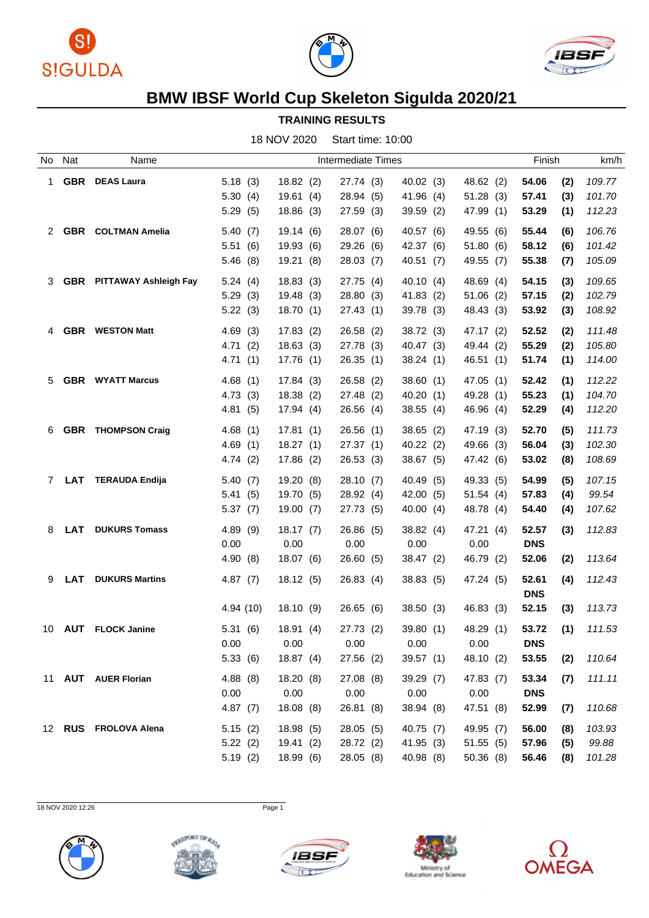# BMW IBSF World Cup Skeleton Sigulda 2020/21

## TRAINING RESULTS

18 NOV 2020 Start time: 10:00

| No | Nat | Name | Intermediate Times | | | | | Finish | | km/h |
|---|---|---|---|---|---|---|---|---|---|---|
| 1 | GBR | DEAS Laura | 5.18 (3) | 18.82 (2) | 27.74 (3) | 40.02 (3) | 48.62 (2) | **54.06** | **(2)** | *109.77* |
| | | | 5.30 (4) | 19.61 (4) | 28.94 (5) | 41.96 (4) | 51.28 (3) | **57.41** | **(3)** | *101.70* |
| | | | 5.29 (5) | 18.86 (3) | 27.59 (3) | 39.59 (2) | 47.99 (1) | **53.29** | **(1)** | *112.23* |
| 2 | GBR | COLTMAN Amelia | 5.40 (7) | 19.14 (6) | 28.07 (6) | 40.57 (6) | 49.55 (6) | **55.44** | **(6)** | *106.76* |
| | | | 5.51 (6) | 19.93 (6) | 29.26 (6) | 42.37 (6) | 51.80 (6) | **58.12** | **(6)** | *101.42* |
| | | | 5.46 (8) | 19.21 (8) | 28.03 (7) | 40.51 (7) | 49.55 (7) | **55.38** | **(7)** | *105.09* |
| 3 | GBR | PITTAWAY Ashleigh Fay | 5.24 (4) | 18.83 (3) | 27.75 (4) | 40.10 (4) | 48.69 (4) | **54.15** | **(3)** | *109.65* |
| | | | 5.29 (3) | 19.48 (3) | 28.80 (3) | 41.83 (2) | 51.06 (2) | **57.15** | **(2)** | *102.79* |
| | | | 5.22 (3) | 18.70 (1) | 27.43 (1) | 39.78 (3) | 48.43 (3) | **53.92** | **(3)** | *108.92* |
| 4 | GBR | WESTON Matt | 4.69 (3) | 17.83 (2) | 26.58 (2) | 38.72 (3) | 47.17 (2) | **52.52** | **(2)** | *111.48* |
| | | | 4.71 (2) | 18.63 (3) | 27.78 (3) | 40.47 (3) | 49.44 (2) | **55.29** | **(2)** | *105.80* |
| | | | 4.71 (1) | 17.76 (1) | 26.35 (1) | 38.24 (1) | 46.51 (1) | **51.74** | **(1)** | *114.00* |
| 5 | GBR | WYATT Marcus | 4.68 (1) | 17.84 (3) | 26.58 (2) | 38.60 (1) | 47.05 (1) | **52.42** | **(1)** | *112.22* |
| | | | 4.73 (3) | 18.38 (2) | 27.48 (2) | 40.20 (1) | 49.28 (1) | **55.23** | **(1)** | *104.70* |
| | | | 4.81 (5) | 17.94 (4) | 26.56 (4) | 38.55 (4) | 46.96 (4) | **52.29** | **(4)** | *112.20* |
| 6 | GBR | THOMPSON Craig | 4.68 (1) | 17.81 (1) | 26.56 (1) | 38.65 (2) | 47.19 (3) | **52.70** | **(5)** | *111.73* |
| | | | 4.69 (1) | 18.27 (1) | 27.37 (1) | 40.22 (2) | 49.66 (3) | **56.04** | **(3)** | *102.30* |
| | | | 4.74 (2) | 17.86 (2) | 26.53 (3) | 38.67 (5) | 47.42 (6) | **53.02** | **(8)** | *108.69* |
| 7 | LAT | TERAUDA Endija | 5.40 (7) | 19.20 (8) | 28.10 (7) | 40.49 (5) | 49.33 (5) | **54.99** | **(5)** | *107.15* |
| | | | 5.41 (5) | 19.70 (5) | 28.92 (4) | 42.00 (5) | 51.54 (4) | **57.83** | **(4)** | *99.54* |
| | | | 5.37 (7) | 19.00 (7) | 27.73 (5) | 40.00 (4) | 48.78 (4) | **54.40** | **(4)** | *107.62* |
| 8 | LAT | DUKURS Tomass | 4.89 (9) | 18.17 (7) | 26.86 (5) | 38.82 (4) | 47.21 (4) | **52.57** | **(3)** | *112.83* |
| | | | 0.00 | 0.00 | 0.00 | 0.00 | 0.00 | **DNS** | | |
| | | | 4.90 (8) | 18.07 (6) | 26.60 (5) | 38.47 (2) | 46.79 (2) | **52.06** | **(2)** | *113.64* |
| 9 | LAT | DUKURS Martins | 4.87 (7) | 18.12 (5) | 26.83 (4) | 38.83 (5) | 47.24 (5) | **52.61** | **(4)** | *112.43* |
| | | | | | | | | **DNS** | | |
| | | | 4.94 (10) | 18.10 (9) | 26.65 (6) | 38.50 (3) | 46.83 (3) | **52.15** | **(3)** | *113.73* |
| 10 | AUT | FLOCK Janine | 5.31 (6) | 18.91 (4) | 27.73 (2) | 39.80 (1) | 48.29 (1) | **53.72** | **(1)** | *111.53* |
| | | | 0.00 | 0.00 | 0.00 | 0.00 | 0.00 | **DNS** | | |
| | | | 5.33 (6) | 18.87 (4) | 27.56 (2) | 39.57 (1) | 48.10 (2) | **53.55** | **(2)** | *110.64* |
| 11 | AUT | AUER Florian | 4.88 (8) | 18.20 (8) | 27.08 (8) | 39.29 (7) | 47.83 (7) | **53.34** | **(7)** | *111.11* |
| | | | 0.00 | 0.00 | 0.00 | 0.00 | 0.00 | **DNS** | | |
| | | | 4.87 (7) | 18.08 (8) | 26.81 (8) | 38.94 (8) | 47.51 (8) | **52.99** | **(7)** | *110.68* |
| 12 | RUS | FROLOVA Alena | 5.15 (2) | 18.98 (5) | 28.05 (5) | 40.75 (7) | 49.95 (7) | **56.00** | **(8)** | *103.93* |
| | | | 5.22 (2) | 19.41 (2) | 28.72 (2) | 41.95 (3) | 51.55 (5) | **57.96** | **(5)** | *99.88* |
| | | | 5.19 (2) | 18.99 (6) | 28.05 (8) | 40.98 (8) | 50.36 (8) | **56.46** | **(8)** | *101.28* |

18 NOV 2020 12:26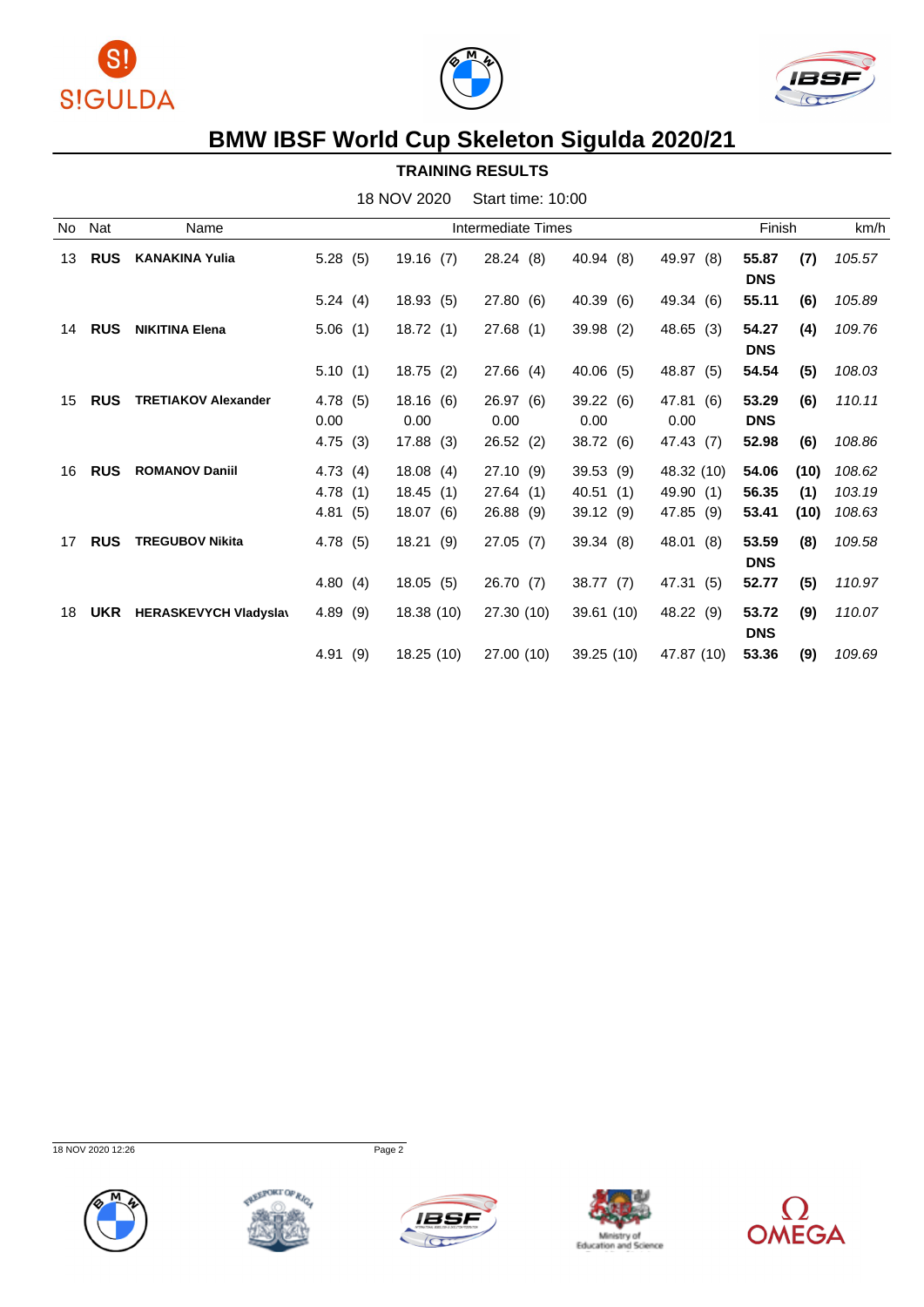# BMW IBSF World Cup Skeleton Sigulda 2020/21

**TRAINING RESULTS**

18 NOV 2020 Start time: 10:00

| No | Nat | Name | Intermediate Times | | | | | Finish | | km/h |
|---|---|---|---|---|---|---|---|---|---|---|
| 13 | **RUS** | **KANAKINA Yulia** | 5.28 (5) | 19.16 (7) | 28.24 (8) | 40.94 (8) | 49.97 (8) | **55.87** | **(7)** | *105.57* |
| | | | | | | | | **DNS** | | |
| | | | 5.24 (4) | 18.93 (5) | 27.80 (6) | 40.39 (6) | 49.34 (6) | **55.11** | **(6)** | *105.89* |
| 14 | **RUS** | **NIKITINA Elena** | 5.06 (1) | 18.72 (1) | 27.68 (1) | 39.98 (2) | 48.65 (3) | **54.27** | **(4)** | *109.76* |
| | | | | | | | | **DNS** | | |
| | | | 5.10 (1) | 18.75 (2) | 27.66 (4) | 40.06 (5) | 48.87 (5) | **54.54** | **(5)** | *108.03* |
| 15 | **RUS** | **TRETIAKOV Alexander** | 4.78 (5) | 18.16 (6) | 26.97 (6) | 39.22 (6) | 47.81 (6) | **53.29** | **(6)** | *110.11* |
| | | | 0.00 | 0.00 | 0.00 | 0.00 | 0.00 | **DNS** | | |
| | | | 4.75 (3) | 17.88 (3) | 26.52 (2) | 38.72 (6) | 47.43 (7) | **52.98** | **(6)** | *108.86* |
| 16 | **RUS** | **ROMANOV Daniil** | 4.73 (4) | 18.08 (4) | 27.10 (9) | 39.53 (9) | 48.32 (10) | **54.06** | **(10)** | *108.62* |
| | | | 4.78 (1) | 18.45 (1) | 27.64 (1) | 40.51 (1) | 49.90 (1) | **56.35** | **(1)** | *103.19* |
| | | | 4.81 (5) | 18.07 (6) | 26.88 (9) | 39.12 (9) | 47.85 (9) | **53.41** | **(10)** | *108.63* |
| 17 | **RUS** | **TREGUBOV Nikita** | 4.78 (5) | 18.21 (9) | 27.05 (7) | 39.34 (8) | 48.01 (8) | **53.59** | **(8)** | *109.58* |
| | | | | | | | | **DNS** | | |
| | | | 4.80 (4) | 18.05 (5) | 26.70 (7) | 38.77 (7) | 47.31 (5) | **52.77** | **(5)** | *110.97* |
| 18 | **UKR** | **HERASKEVYCH Vladyslav** | 4.89 (9) | 18.38 (10) | 27.30 (10) | 39.61 (10) | 48.22 (9) | **53.72** | **(9)** | *110.07* |
| | | | | | | | | **DNS** | | |
| | | | 4.91 (9) | 18.25 (10) | 27.00 (10) | 39.25 (10) | 47.87 (10) | **53.36** | **(9)** | *109.69* |

18 NOV 2020 12:26